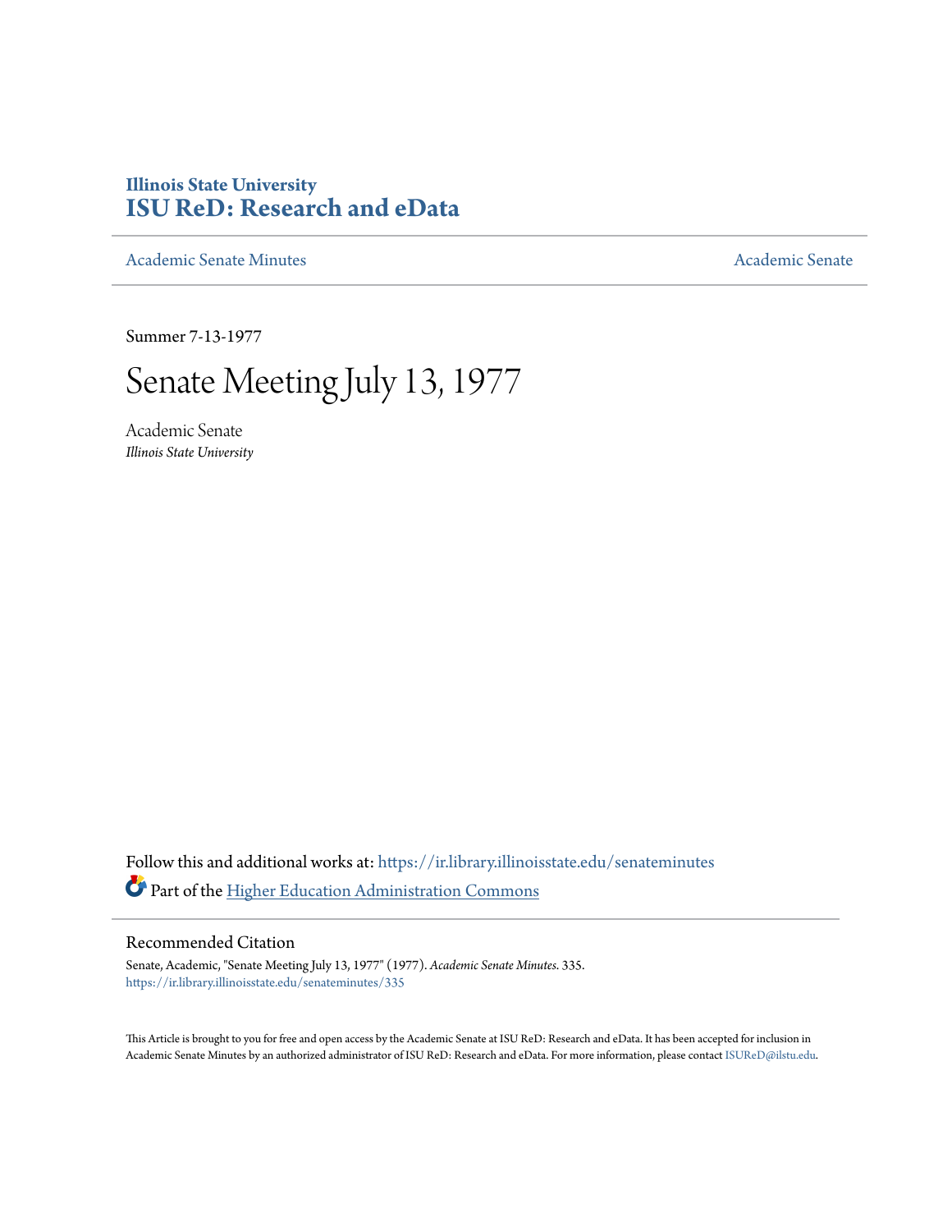**Illinois State University**
**ISU ReD: Research and eData**

Academic Senate Minutes — Academic Senate

Summer 7-13-1977

# Senate Meeting July 13, 1977

Academic Senate
*Illinois State University*

Follow this and additional works at: https://ir.library.illinoisstate.edu/senateminutes

Part of the Higher Education Administration Commons

## Recommended Citation

Senate, Academic, "Senate Meeting July 13, 1977" (1977). *Academic Senate Minutes*. 335.
https://ir.library.illinoisstate.edu/senateminutes/335

This Article is brought to you for free and open access by the Academic Senate at ISU ReD: Research and eData. It has been accepted for inclusion in Academic Senate Minutes by an authorized administrator of ISU ReD: Research and eData. For more information, please contact ISUReD@ilstu.edu.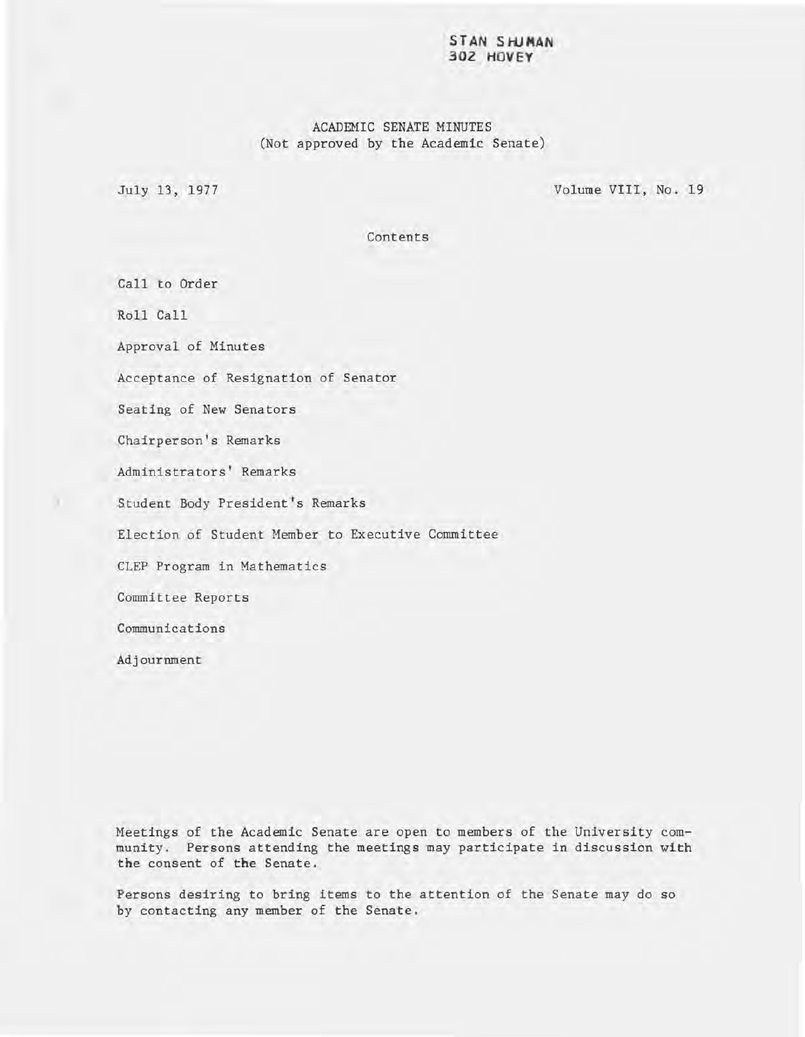STAN SHUMAN
302 HOVEY

ACADEMIC SENATE MINUTES
(Not approved by the Academic Senate)

July 13, 1977

Volume VIII, No. 19

Contents

Call to Order

Roll Call

Approval of Minutes

Acceptance of Resignation of Senator

Seating of New Senators

Chairperson's Remarks

Administrators' Remarks

Student Body President's Remarks

Election of Student Member to Executive Committee

CLEP Program in Mathematics

Committee Reports

Communications

Adjournment

Meetings of the Academic Senate are open to members of the University community. Persons attending the meetings may participate in discussion with the consent of the Senate.

Persons desiring to bring items to the attention of the Senate may do so by contacting any member of the Senate.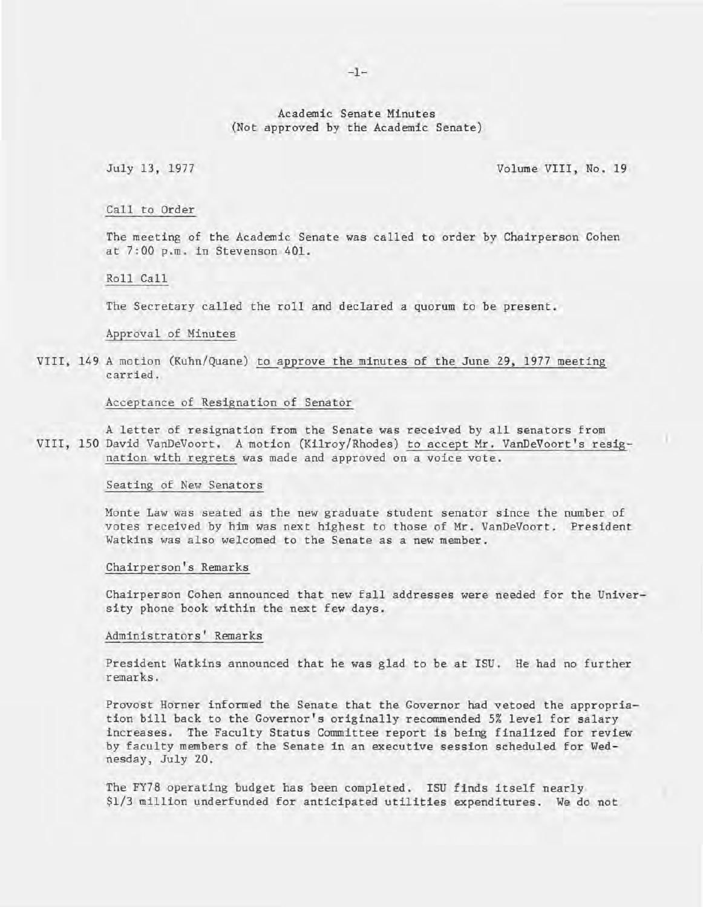# Academic Senate Minutes
(Not approved by the Academic Senate)

July 13, 1977 — Volume VIII, No. 19

## Call to Order

The meeting of the Academic Senate was called to order by Chairperson Cohen at 7:00 p.m. in Stevenson 401.

## Roll Call

The Secretary called the roll and declared a quorum to be present.

## Approval of Minutes

VIII, 149 A motion (Kuhn/Quane) to approve the minutes of the June 29, 1977 meeting carried.

## Acceptance of Resignation of Senator

A letter of resignation from the Senate was received by all senators from
VIII, 150 David VanDeVoort. A motion (Kilroy/Rhodes) to accept Mr. VanDeVoort's resignation with regrets was made and approved on a voice vote.

## Seating of New Senators

Monte Law was seated as the new graduate student senator since the number of votes received by him was next highest to those of Mr. VanDeVoort. President Watkins was also welcomed to the Senate as a new member.

## Chairperson's Remarks

Chairperson Cohen announced that new fall addresses were needed for the University phone book within the next few days.

## Administrators' Remarks

President Watkins announced that he was glad to be at ISU. He had no further remarks.

Provost Horner informed the Senate that the Governor had vetoed the appropriation bill back to the Governor's originally recommended 5% level for salary increases. The Faculty Status Committee report is being finalized for review by faculty members of the Senate in an executive session scheduled for Wednesday, July 20.

The FY78 operating budget has been completed. ISU finds itself nearly $1/3 million underfunded for anticipated utilities expenditures. We do not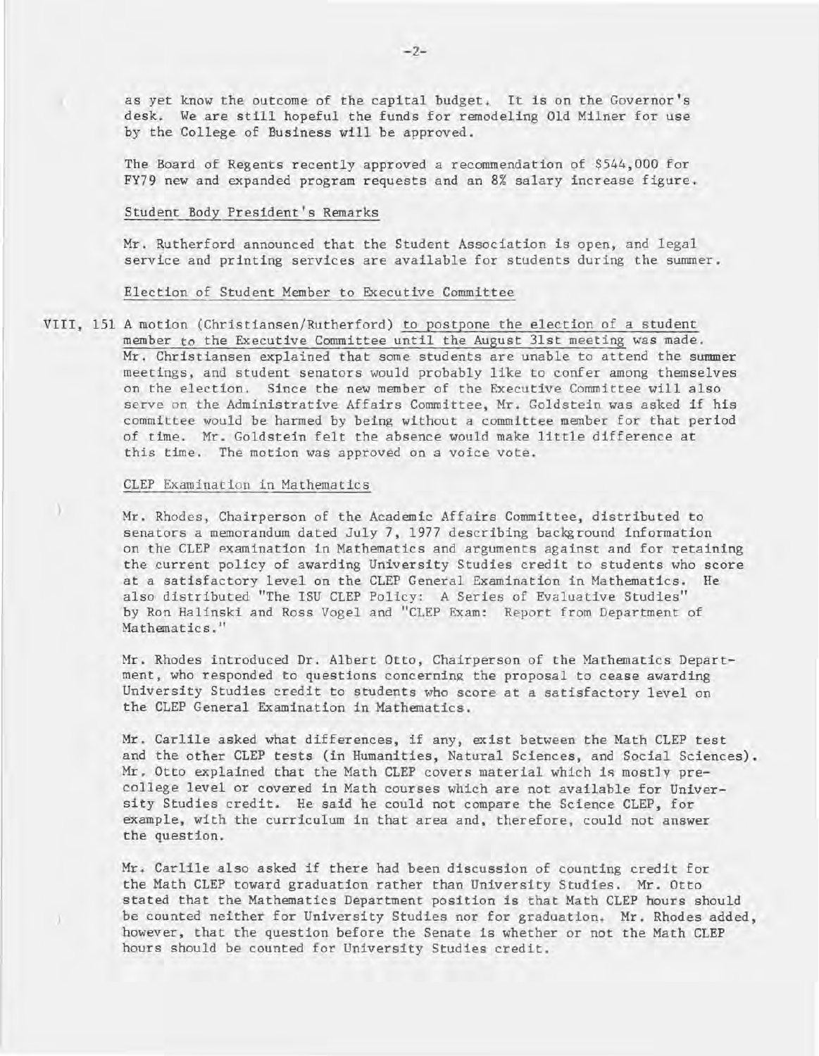as yet know the outcome of the capital budget. It is on the Governor's desk. We are still hopeful the funds for remodeling Old Milner for use by the College of Business will be approved.

The Board of Regents recently approved a recommendation of $544,000 for FY79 new and expanded program requests and an 8% salary increase figure.

Student Body President's Remarks

Mr. Rutherford announced that the Student Association is open, and legal service and printing services are available for students during the summer.

Election of Student Member to Executive Committee

VIII, 151 A motion (Christiansen/Rutherford) to postpone the election of a student member to the Executive Committee until the August 31st meeting was made. Mr. Christiansen explained that some students are unable to attend the summer meetings, and student senators would probably like to confer among themselves on the election. Since the new member of the Executive Committee will also serve on the Administrative Affairs Committee, Mr. Goldstein was asked if his committee would be harmed by being without a committee member for that period of time. Mr. Goldstein felt the absence would make little difference at this time. The motion was approved on a voice vote.

CLEP Examination in Mathematics

Mr. Rhodes, Chairperson of the Academic Affairs Committee, distributed to senators a memorandum dated July 7, 1977 describing background information on the CLEP examination in Mathematics and arguments against and for retaining the current policy of awarding University Studies credit to students who score at a satisfactory level on the CLEP General Examination in Mathematics. He also distributed "The ISU CLEP Policy: A Series of Evaluative Studies" by Ron Halinski and Ross Vogel and "CLEP Exam: Report from Department of Mathematics."

Mr. Rhodes introduced Dr. Albert Otto, Chairperson of the Mathematics Department, who responded to questions concerning the proposal to cease awarding University Studies credit to students who score at a satisfactory level on the CLEP General Examination in Mathematics.

Mr. Carlile asked what differences, if any, exist between the Math CLEP test and the other CLEP tests (in Humanities, Natural Sciences, and Social Sciences). Mr. Otto explained that the Math CLEP covers material which is mostly pre-college level or covered in Math courses which are not available for University Studies credit. He said he could not compare the Science CLEP, for example, with the curriculum in that area and, therefore, could not answer the question.

Mr. Carlile also asked if there had been discussion of counting credit for the Math CLEP toward graduation rather than University Studies. Mr. Otto stated that the Mathematics Department position is that Math CLEP hours should be counted neither for University Studies nor for graduation. Mr. Rhodes added, however, that the question before the Senate is whether or not the Math CLEP hours should be counted for University Studies credit.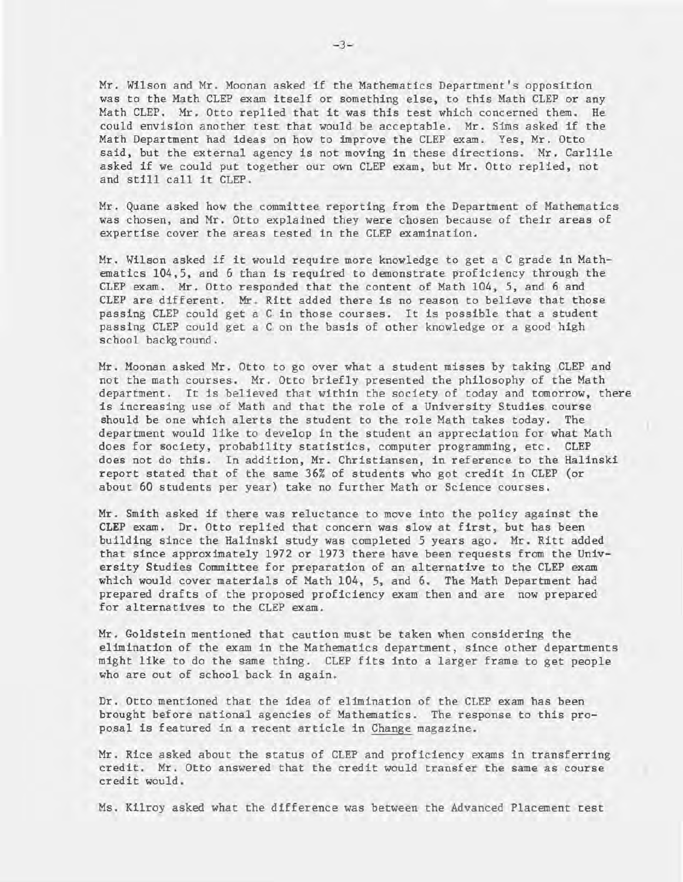Mr. Wilson and Mr. Moonan asked if the Mathematics Department's opposition was to the Math CLEP exam itself or something else, to this Math CLEP or any Math CLEP. Mr. Otto replied that it was this test which concerned them. He could envision another test that would be acceptable. Mr. Sims asked if the Math Department had ideas on how to improve the CLEP exam. Yes, Mr. Otto said, but the external agency is not moving in these directions. Mr. Carlile asked if we could put together our own CLEP exam, but Mr. Otto replied, not and still call it CLEP.

Mr. Quane asked how the committee reporting from the Department of Mathematics was chosen, and Mr. Otto explained they were chosen because of their areas of expertise cover the areas tested in the CLEP examination.

Mr. Wilson asked if it would require more knowledge to get a C grade in Mathematics 104,5, and 6 than is required to demonstrate proficiency through the CLEP exam. Mr. Otto responded that the content of Math 104, 5, and 6 and CLEP are different. Mr. Ritt added there is no reason to believe that those passing CLEP could get a C in those courses. It is possible that a student passing CLEP could get a C on the basis of other knowledge or a good high school background.

Mr. Moonan asked Mr. Otto to go over what a student misses by taking CLEP and not the math courses. Mr. Otto briefly presented the philosophy of the Math department. It is believed that within the society of today and tomorrow, there is increasing use of Math and that the role of a University Studies course should be one which alerts the student to the role Math takes today. The department would like to develop in the student an appreciation for what Math does for society, probability statistics, computer programming, etc. CLEP does not do this. In addition, Mr. Christiansen, in reference to the Halinski report stated that of the same 36% of students who got credit in CLEP (or about 60 students per year) take no further Math or Science courses.

Mr. Smith asked if there was reluctance to move into the policy against the CLEP exam. Dr. Otto replied that concern was slow at first, but has been building since the Halinski study was completed 5 years ago. Mr. Ritt added that since approximately 1972 or 1973 there have been requests from the University Studies Committee for preparation of an alternative to the CLEP exam which would cover materials of Math 104, 5, and 6. The Math Department had prepared drafts of the proposed proficiency exam then and are now prepared for alternatives to the CLEP exam.

Mr. Goldstein mentioned that caution must be taken when considering the elimination of the exam in the Mathematics department, since other departments might like to do the same thing. CLEP fits into a larger frame to get people who are out of school back in again.

Dr. Otto mentioned that the idea of elimination of the CLEP exam has been brought before national agencies of Mathematics. The response to this proposal is featured in a recent article in Change magazine.

Mr. Rice asked about the status of CLEP and proficiency exams in transferring credit. Mr. Otto answered that the credit would transfer the same as course credit would.

Ms. Kilroy asked what the difference was between the Advanced Placement test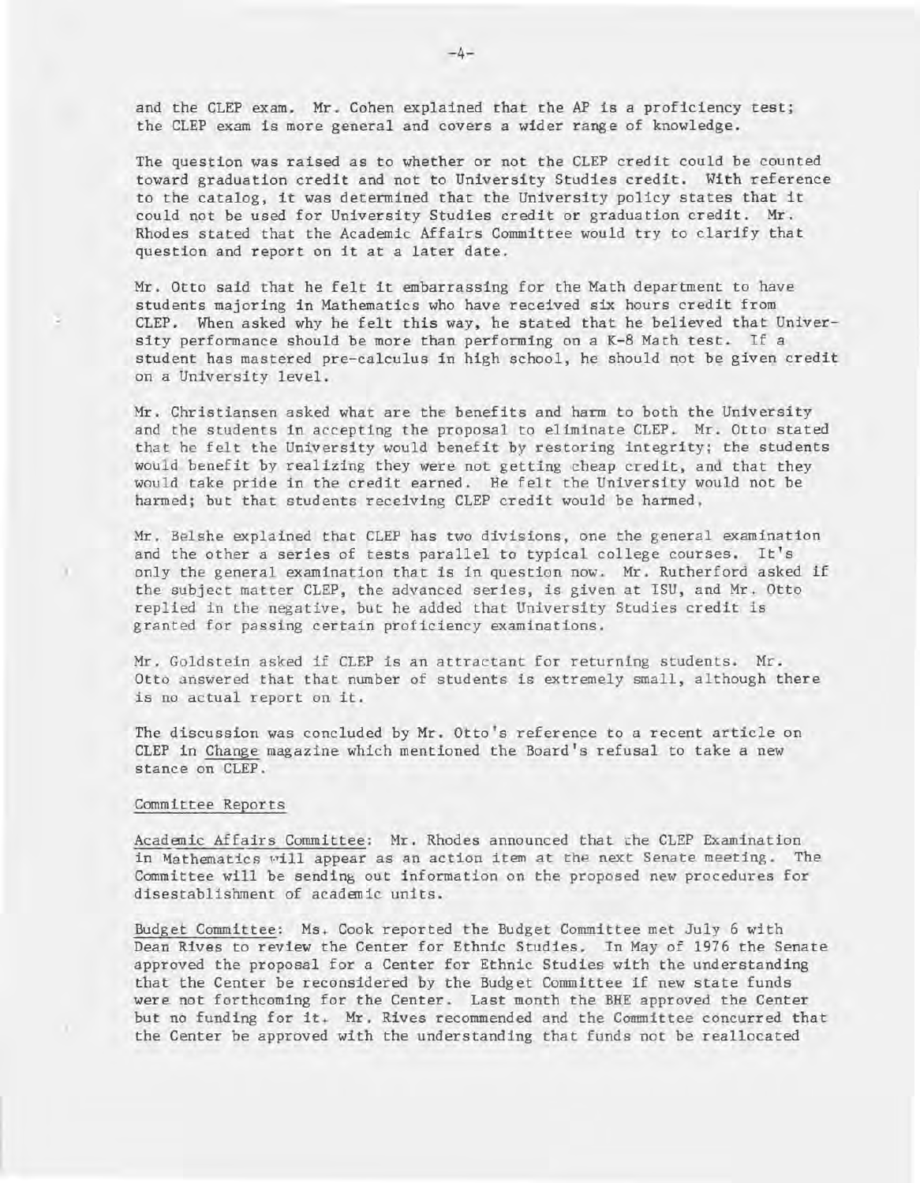and the CLEP exam. Mr. Cohen explained that the AP is a proficiency test; the CLEP exam is more general and covers a wider range of knowledge.

The question was raised as to whether or not the CLEP credit could be counted toward graduation credit and not to University Studies credit. With reference to the catalog, it was determined that the University policy states that it could not be used for University Studies credit or graduation credit. Mr. Rhodes stated that the Academic Affairs Committee would try to clarify that question and report on it at a later date.

Mr. Otto said that he felt it embarrassing for the Math department to have students majoring in Mathematics who have received six hours credit from CLEP. When asked why he felt this way, he stated that he believed that University performance should be more than performing on a K-8 Math test. If a student has mastered pre-calculus in high school, he should not be given credit on a University level.

Mr. Christiansen asked what are the benefits and harm to both the University and the students in accepting the proposal to eliminate CLEP. Mr. Otto stated that he felt the University would benefit by restoring integrity; the students would benefit by realizing they were not getting cheap credit, and that they would take pride in the credit earned. He felt the University would not be harmed; but that students receiving CLEP credit would be harmed.

Mr. Belshe explained that CLEP has two divisions, one the general examination and the other a series of tests parallel to typical college courses. It's only the general examination that is in question now. Mr. Rutherford asked if the subject matter CLEP, the advanced series, is given at ISU, and Mr. Otto replied in the negative, but he added that University Studies credit is granted for passing certain proficiency examinations.

Mr. Goldstein asked if CLEP is an attractant for returning students. Mr. Otto answered that that number of students is extremely small, although there is no actual report on it.

The discussion was concluded by Mr. Otto's reference to a recent article on CLEP in Change magazine which mentioned the Board's refusal to take a new stance on CLEP.

Committee Reports

Academic Affairs Committee: Mr. Rhodes announced that the CLEP Examination in Mathematics will appear as an action item at the next Senate meeting. The Committee will be sending out information on the proposed new procedures for disestablishment of academic units.

Budget Committee: Ms. Cook reported the Budget Committee met July 6 with Dean Rives to review the Center for Ethnic Studies. In May of 1976 the Senate approved the proposal for a Center for Ethnic Studies with the understanding that the Center be reconsidered by the Budget Committee if new state funds were not forthcoming for the Center. Last month the BHE approved the Center but no funding for it. Mr. Rives recommended and the Committee concurred that the Center be approved with the understanding that funds not be reallocated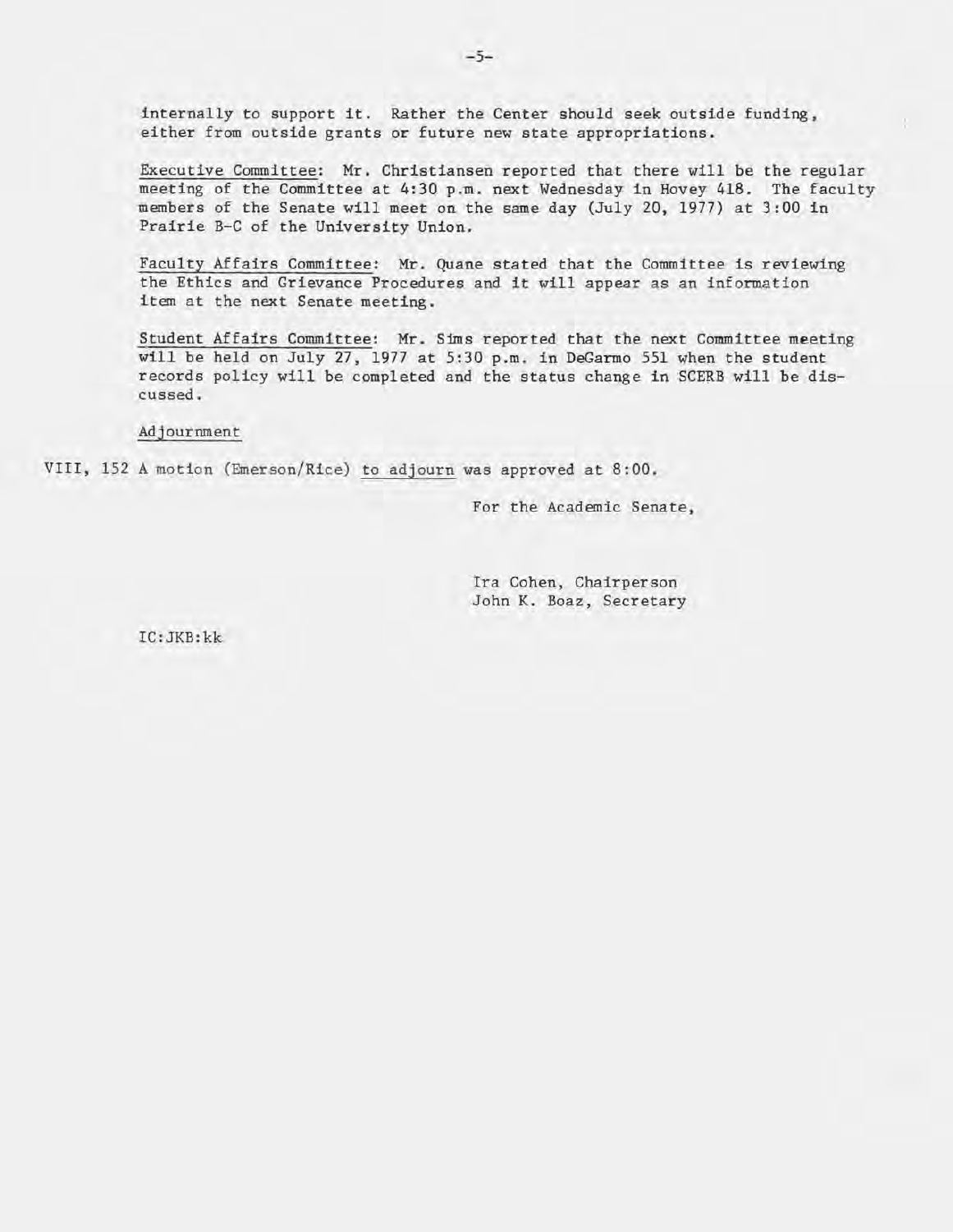internally to support it. Rather the Center should seek outside funding, either from outside grants or future new state appropriations.

Executive Committee: Mr. Christiansen reported that there will be the regular meeting of the Committee at 4:30 p.m. next Wednesday in Hovey 418. The faculty members of the Senate will meet on the same day (July 20, 1977) at 3:00 in Prairie B-C of the University Union.

Faculty Affairs Committee: Mr. Quane stated that the Committee is reviewing the Ethics and Grievance Procedures and it will appear as an information item at the next Senate meeting.

Student Affairs Committee: Mr. Sims reported that the next Committee meeting will be held on July 27, 1977 at 5:30 p.m. in DeGarmo 551 when the student records policy will be completed and the status change in SCERB will be discussed.

Adjournment

VIII, 152 A motion (Emerson/Rice) to adjourn was approved at 8:00.

For the Academic Senate,

Ira Cohen, Chairperson
John K. Boaz, Secretary

IC:JKB:kk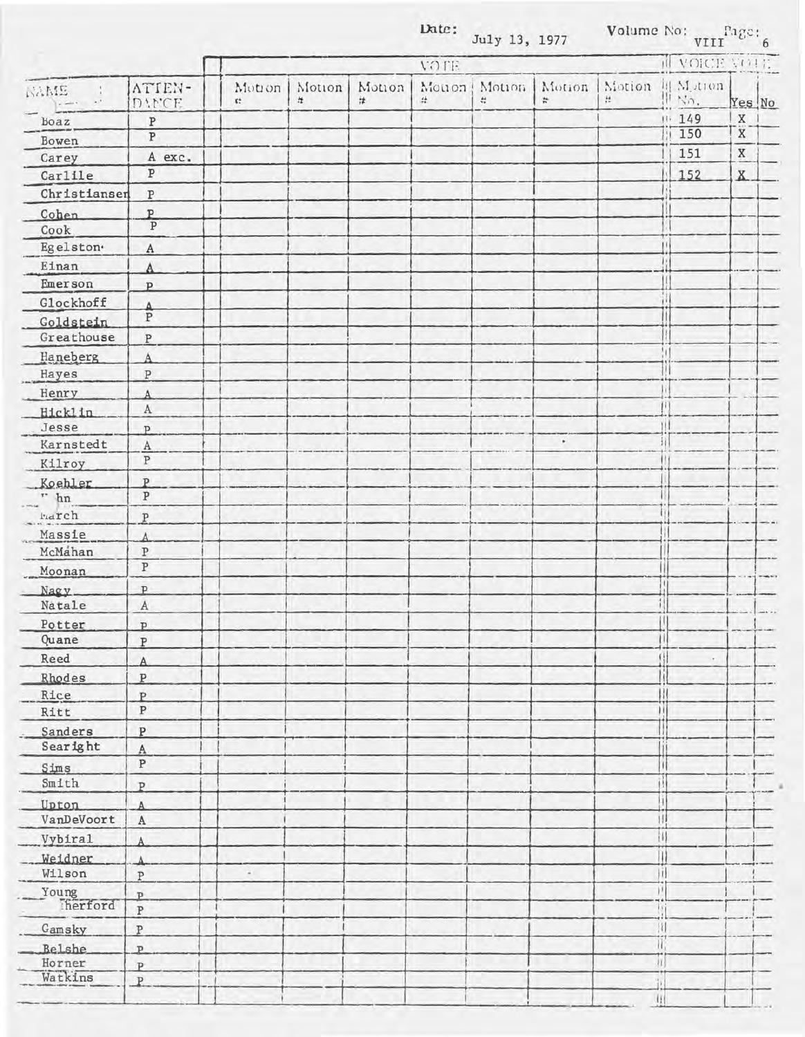Date: July 13, 1977 Volume No: VIII Page: 6

| NAME | ATTENDANCE | VOTE Motion # | Motion # | Motion # | Motion # | Motion # | Motion # | Motion # | VOICE VOTE Motion No. | Yes | No |
|---|---|---|---|---|---|---|---|---|---|---|---|
| Boaz | P | | | | | | | | 149 | X | |
| Bowen | P | | | | | | | | 150 | X | |
| Carey | A exc. | | | | | | | | 151 | X | |
| Carlile | P | | | | | | | | 152 | X | |
| Christiansen | P | | | | | | | | | | |
| Cohen | P | | | | | | | | | | |
| Cook | P | | | | | | | | | | |
| Egelston | A | | | | | | | | | | |
| Einan | A | | | | | | | | | | |
| Emerson | P | | | | | | | | | | |
| Glockhoff | A | | | | | | | | | | |
| Goldstein | P | | | | | | | | | | |
| Greathouse | P | | | | | | | | | | |
| Haneberg | A | | | | | | | | | | |
| Hayes | P | | | | | | | | | | |
| Henry | A | | | | | | | | | | |
| Hicklin | A | | | | | | | | | | |
| Jesse | P | | | | | | | | | | |
| Karnstedt | A | | | | | | | | | | |
| Kilroy | P | | | | | | | | | | |
| Koehler | P | | | | | | | | | | |
| ~hn | P | | | | | | | | | | |
| March | P | | | | | | | | | | |
| Massie | A | | | | | | | | | | |
| McMahan | P | | | | | | | | | | |
| Moonan | P | | | | | | | | | | |
| Nagy | P | | | | | | | | | | |
| Natale | A | | | | | | | | | | |
| Potter | P | | | | | | | | | | |
| Quane | P | | | | | | | | | | |
| Reed | A | | | | | | | | | | |
| Rhodes | P | | | | | | | | | | |
| Rice | P | | | | | | | | | | |
| Ritt | P | | | | | | | | | | |
| Sanders | P | | | | | | | | | | |
| Searight | A | | | | | | | | | | |
| Sims | P | | | | | | | | | | |
| Smith | P | | | | | | | | | | |
| Upton | A | | | | | | | | | | |
| VanDeVoort | A | | | | | | | | | | |
| Vybiral | A | | | | | | | | | | |
| Weidner | A | | | | | | | | | | |
| Wilson | P | | | | | | | | | | |
| Young | P | | | | | | | | | | |
| ~herford | P | | | | | | | | | | |
| Gamsky | P | | | | | | | | | | |
| Belshe | P | | | | | | | | | | |
| Horner | P | | | | | | | | | | |
| Watkins | P | | | | | | | | | | |